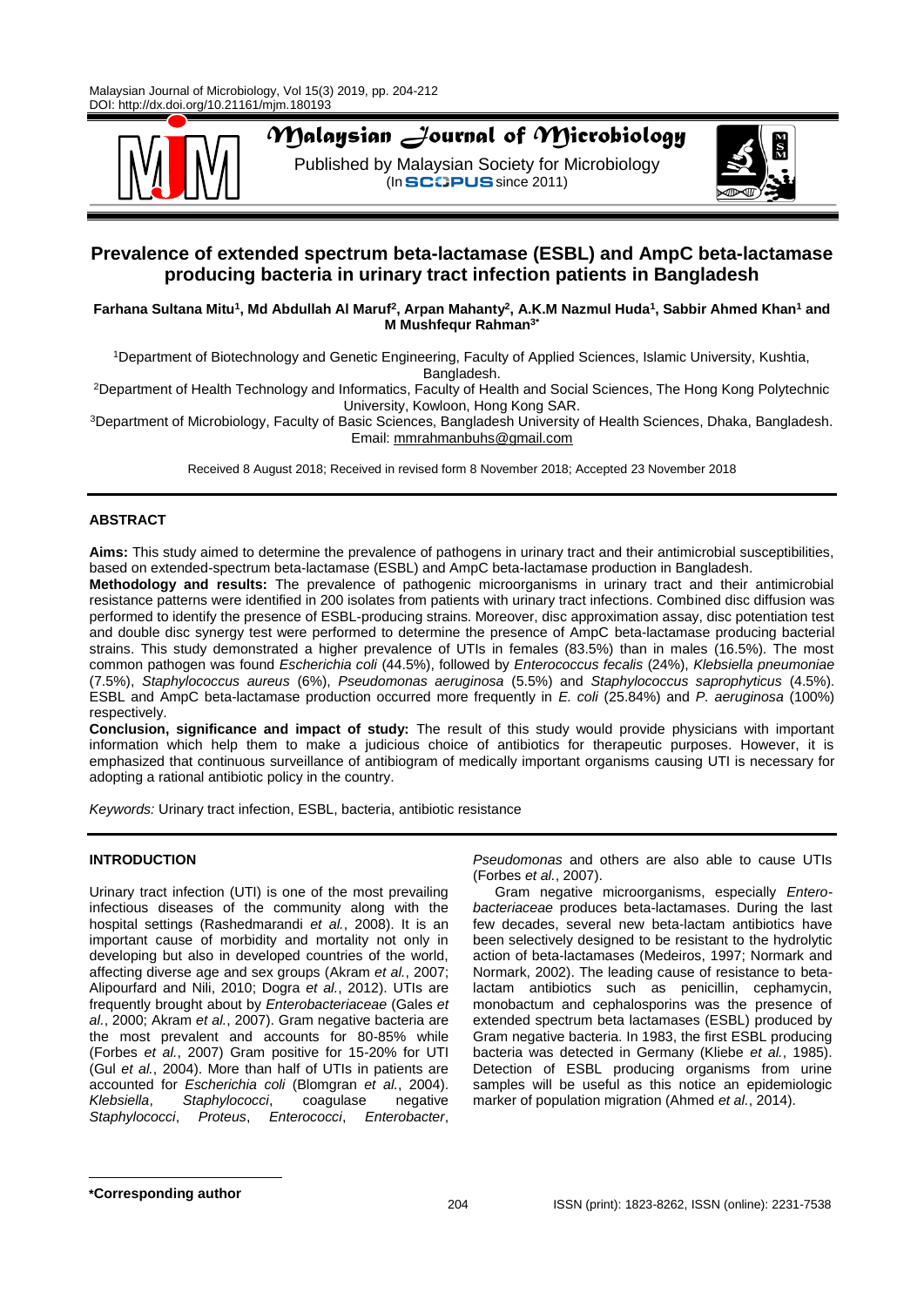# Prevalence of extended spectrum beta-lactamase (ESBL) and AmpC beta-lactamase producing bacteria in urinary tract infection patients in Bangladesh

**Farhana Sultana Mitu[1], Md Abdullah Al Maruf[2], Arpan Mahanty[2], A.K.M Nazmul Huda[1], Sabbir Ahmed Khan[1] and M Mushfequr Rahman[3*]**

[1]Department of Biotechnology and Genetic Engineering, Faculty of Applied Sciences, Islamic University, Kushtia, Bangladesh.
[2]Department of Health Technology and Informatics, Faculty of Health and Social Sciences, The Hong Kong Polytechnic University, Kowloon, Hong Kong SAR.
[3]Department of Microbiology, Faculty of Basic Sciences, Bangladesh University of Health Sciences, Dhaka, Bangladesh.
Email: mmrahmanbuhs@gmail.com

Received 8 August 2018; Received in revised form 8 November 2018; Accepted 23 November 2018

## ABSTRACT

**Aims:** This study aimed to determine the prevalence of pathogens in urinary tract and their antimicrobial susceptibilities, based on extended-spectrum beta-lactamase (ESBL) and AmpC beta-lactamase production in Bangladesh.

**Methodology and results:** The prevalence of pathogenic microorganisms in urinary tract and their antimicrobial resistance patterns were identified in 200 isolates from patients with urinary tract infections. Combined disc diffusion was performed to identify the presence of ESBL-producing strains. Moreover, disc approximation assay, disc potentiation test and double disc synergy test were performed to determine the presence of AmpC beta-lactamase producing bacterial strains. This study demonstrated a higher prevalence of UTIs in females (83.5%) than in males (16.5%). The most common pathogen was found *Escherichia coli* (44.5%), followed by *Enterococcus fecalis* (24%), *Klebsiella pneumoniae* (7.5%), *Staphylococcus aureus* (6%), *Pseudomonas aeruginosa* (5.5%) and *Staphylococcus saprophyticus* (4.5%). ESBL and AmpC beta-lactamase production occurred more frequently in *E. coli* (25.84%) and *P. aeruginosa* (100%) respectively.

**Conclusion, significance and impact of study:** The result of this study would provide physicians with important information which help them to make a judicious choice of antibiotics for therapeutic purposes. However, it is emphasized that continuous surveillance of antibiogram of medically important organisms causing UTI is necessary for adopting a rational antibiotic policy in the country.

*Keywords:* Urinary tract infection, ESBL, bacteria, antibiotic resistance

## INTRODUCTION

Urinary tract infection (UTI) is one of the most prevailing infectious diseases of the community along with the hospital settings (Rashedmarandi *et al.*, 2008). It is an important cause of morbidity and mortality not only in developing but also in developed countries of the world, affecting diverse age and sex groups (Akram *et al.*, 2007; Alipourfard and Nili, 2010; Dogra *et al.*, 2012). UTIs are frequently brought about by *Enterobacteriaceae* (Gales *et al.*, 2000; Akram *et al.*, 2007). Gram negative bacteria are the most prevalent and accounts for 80-85% while (Forbes *et al.*, 2007) Gram positive for 15-20% for UTI (Gul *et al.*, 2004). More than half of UTIs in patients are accounted for *Escherichia coli* (Blomgran *et al.*, 2004). *Klebsiella*, *Staphylococci*, coagulase negative *Staphylococci*, *Proteus*, *Enterococci*, *Enterobacter*, *Pseudomonas* and others are also able to cause UTIs (Forbes *et al.*, 2007).

Gram negative microorganisms, especially *Enterobacteriaceae* produces beta-lactamases. During the last few decades, several new beta-lactam antibiotics have been selectively designed to be resistant to the hydrolytic action of beta-lactamases (Medeiros, 1997; Normark and Normark, 2002). The leading cause of resistance to beta-lactam antibiotics such as penicillin, cephamycin, monobactum and cephalosporins was the presence of extended spectrum beta lactamases (ESBL) produced by Gram negative bacteria. In 1983, the first ESBL producing bacteria was detected in Germany (Kliebe *et al.*, 1985). Detection of ESBL producing organisms from urine samples will be useful as this notice an epidemiologic marker of population migration (Ahmed *et al.*, 2014).

**\*Corresponding author**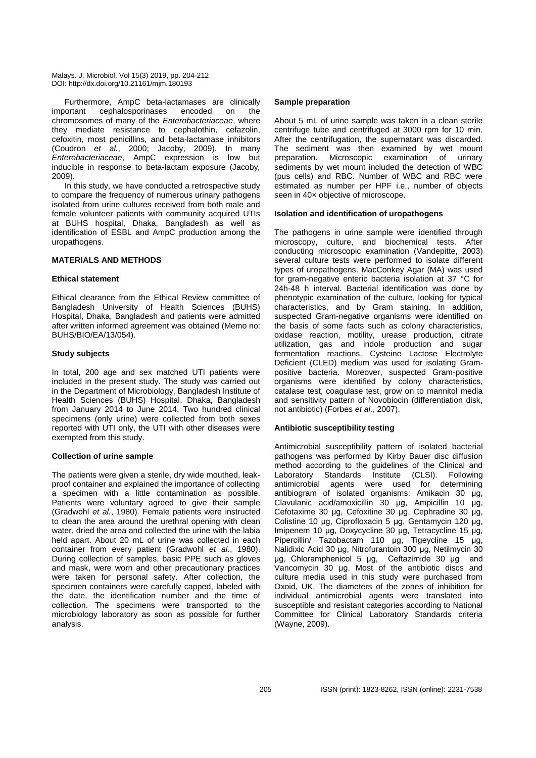Furthermore, AmpC beta-lactamases are clinically important cephalosporinases encoded on the chromosomes of many of the *Enterobacteriaceae*, where they mediate resistance to cephalothin, cefazolin, cefoxitin, most penicillins, and beta-lactamase inhibitors (Coudron *et al.*, 2000; Jacoby, 2009). In many *Enterobacteriaceae*, AmpC expression is low but inducible in response to beta-lactam exposure (Jacoby, 2009).

In this study, we have conducted a retrospective study to compare the frequency of numerous urinary pathogens isolated from urine cultures received from both male and female volunteer patients with community acquired UTIs at BUHS hospital, Dhaka, Bangladesh as well as identification of ESBL and AmpC production among the uropathogens.

## MATERIALS AND METHODS

### Ethical statement

Ethical clearance from the Ethical Review committee of Bangladesh University of Health Sciences (BUHS) Hospital, Dhaka, Bangladesh and patients were admitted after written informed agreement was obtained (Memo no: BUHS/BIO/EA/13/054).

### Study subjects

In total, 200 age and sex matched UTI patients were included in the present study. The study was carried out in the Department of Microbiology, Bangladesh Institute of Health Sciences (BUHS) Hospital, Dhaka, Bangladesh from January 2014 to June 2014. Two hundred clinical specimens (only urine) were collected from both sexes reported with UTI only, the UTI with other diseases were exempted from this study.

### Collection of urine sample

The patients were given a sterile, dry wide mouthed, leak-proof container and explained the importance of collecting a specimen with a little contamination as possible. Patients were voluntary agreed to give their sample (Gradwohl *et al.*, 1980). Female patients were instructed to clean the area around the urethral opening with clean water, dried the area and collected the urine with the labia held apart. About 20 mL of urine was collected in each container from every patient (Gradwohl *et al.*, 1980). During collection of samples, basic PPE such as gloves and mask, were worn and other precautionary practices were taken for personal safety. After collection, the specimen containers were carefully capped, labeled with the date, the identification number and the time of collection. The specimens were transported to the microbiology laboratory as soon as possible for further analysis.

### Sample preparation

About 5 mL of urine sample was taken in a clean sterile centrifuge tube and centrifuged at 3000 rpm for 10 min. After the centrifugation, the supernatant was discarded. The sediment was then examined by wet mount preparation. Microscopic examination of urinary sediments by wet mount included the detection of WBC (pus cells) and RBC. Number of WBC and RBC were estimated as number per HPF i.e., number of objects seen in 40× objective of microscope.

### Isolation and identification of uropathogens

The pathogens in urine sample were identified through microscopy, culture, and biochemical tests. After conducting microscopic examination (Vandepitte, 2003) several culture tests were performed to isolate different types of uropathogens. MacConkey Agar (MA) was used for gram-negative enteric bacteria isolation at 37 °C for 24h-48 h interval. Bacterial identification was done by phenotypic examination of the culture, looking for typical characteristics, and by Gram staining. In addition, suspected Gram-negative organisms were identified on the basis of some facts such as colony characteristics, oxidase reaction, motility, urease production, citrate utilization, gas and indole production and sugar fermentation reactions. Cysteine Lactose Electrolyte Deficient (CLED) medium was used for isolating Gram-positive bacteria. Moreover, suspected Gram-positive organisms were identified by colony characteristics, catalase test, coagulase test, grow on to mannitol media and sensitivity pattern of Novobiocin (differentiation disk, not antibiotic) (Forbes *et al.*, 2007).

### Antibiotic susceptibility testing

Antimicrobial susceptibility pattern of isolated bacterial pathogens was performed by Kirby Bauer disc diffusion method according to the guidelines of the Clinical and Laboratory Standards Institute (CLSI). Following antimicrobial agents were used for determining antibiogram of isolated organisms: Amikacin 30 µg, Clavulanic acid/amoxicillin 30 µg, Ampicillin 10 µg, Cefotaxime 30 µg, Cefoxitine 30 µg, Cephradine 30 µg, Colistine 10 µg, Ciprofloxacin 5 µg, Gentamycin 120 µg, Imipenem 10 µg, Doxycycline 30 µg, Tetracycline 15 µg, Pipercillin/ Tazobactam 110 µg, Tigeycline 15 µg, Nalidixic Acid 30 µg, Nitrofurantoin 300 µg, Netilmycin 30 µg, Chloramphenicol 5 µg, Ceftazimide 30 µg and Vancomycin 30 µg. Most of the antibiotic discs and culture media used in this study were purchased from Oxoid, UK. The diameters of the zones of inhibition for individual antimicrobial agents were translated into susceptible and resistant categories according to National Committee for Clinical Laboratory Standards criteria (Wayne, 2009).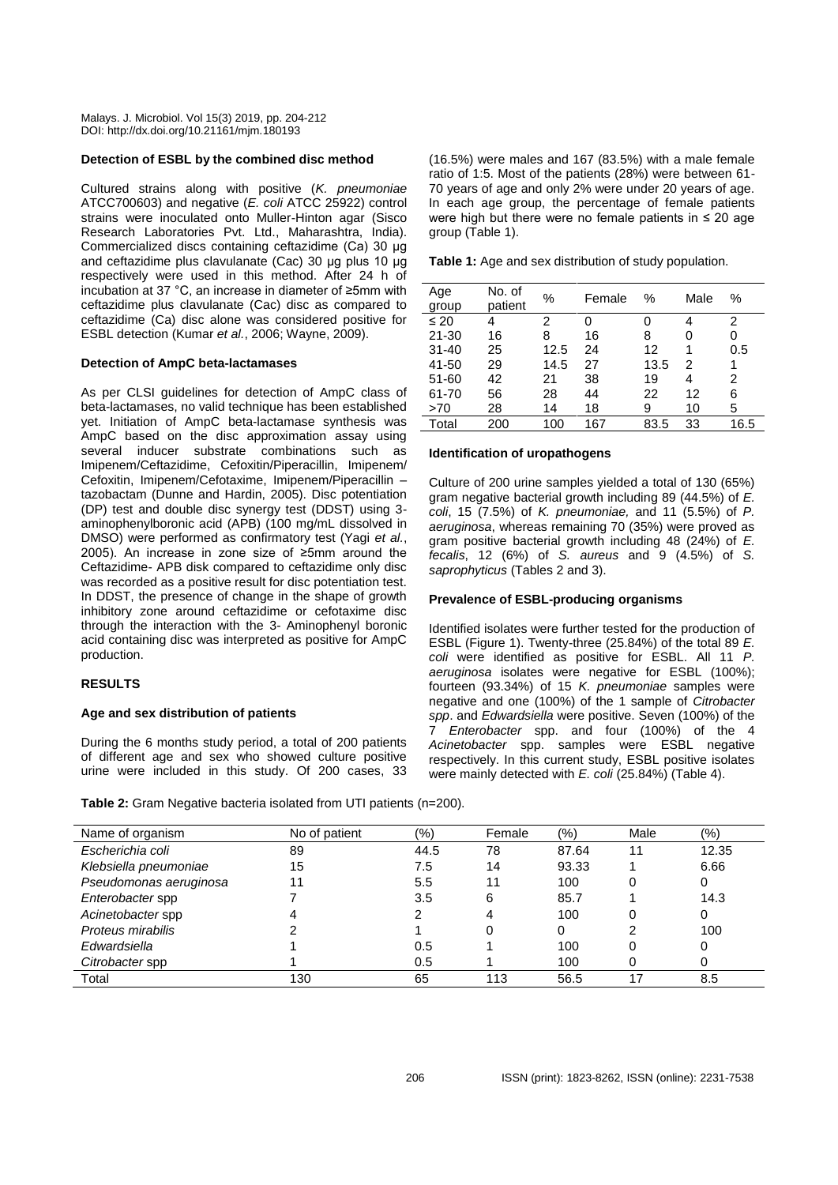**Detection of ESBL by the combined disc method**

Cultured strains along with positive (*K. pneumoniae* ATCC700603) and negative (*E. coli* ATCC 25922) control strains were inoculated onto Muller-Hinton agar (Sisco Research Laboratories Pvt. Ltd., Maharashtra, India). Commercialized discs containing ceftazidime (Ca) 30 µg and ceftazidime plus clavulanate (Cac) 30 µg plus 10 µg respectively were used in this method. After 24 h of incubation at 37 °C, an increase in diameter of ≥5mm with ceftazidime plus clavulanate (Cac) disc as compared to ceftazidime (Ca) disc alone was considered positive for ESBL detection (Kumar *et al.*, 2006; Wayne, 2009).

**Detection of AmpC beta-lactamases**

As per CLSI guidelines for detection of AmpC class of beta-lactamases, no valid technique has been established yet. Initiation of AmpC beta-lactamase synthesis was AmpC based on the disc approximation assay using several inducer substrate combinations such as Imipenem/Ceftazidime, Cefoxitin/Piperacillin, Imipenem/ Cefoxitin, Imipenem/Cefotaxime, Imipenem/Piperacillin – tazobactam (Dunne and Hardin, 2005). Disc potentiation (DP) test and double disc synergy test (DDST) using 3-aminophenylboronic acid (APB) (100 mg/mL dissolved in DMSO) were performed as confirmatory test (Yagi *et al.*, 2005). An increase in zone size of ≥5mm around the Ceftazidime- APB disk compared to ceftazidime only disc was recorded as a positive result for disc potentiation test. In DDST, the presence of change in the shape of growth inhibitory zone around ceftazidime or cefotaxime disc through the interaction with the 3- Aminophenyl boronic acid containing disc was interpreted as positive for AmpC production.

## RESULTS

**Age and sex distribution of patients**

During the 6 months study period, a total of 200 patients of different age and sex who showed culture positive urine were included in this study. Of 200 cases, 33 (16.5%) were males and 167 (83.5%) with a male female ratio of 1:5. Most of the patients (28%) were between 61-70 years of age and only 2% were under 20 years of age. In each age group, the percentage of female patients were high but there were no female patients in ≤ 20 age group (Table 1).

**Table 1:** Age and sex distribution of study population.

| Age group | No. of patient | % | Female | % | Male | % |
|---|---|---|---|---|---|---|
| ≤ 20 | 4 | 2 | 0 | 0 | 4 | 2 |
| 21-30 | 16 | 8 | 16 | 8 | 0 | 0 |
| 31-40 | 25 | 12.5 | 24 | 12 | 1 | 0.5 |
| 41-50 | 29 | 14.5 | 27 | 13.5 | 2 | 1 |
| 51-60 | 42 | 21 | 38 | 19 | 4 | 2 |
| 61-70 | 56 | 28 | 44 | 22 | 12 | 6 |
| >70 | 28 | 14 | 18 | 9 | 10 | 5 |
| Total | 200 | 100 | 167 | 83.5 | 33 | 16.5 |

**Identification of uropathogens**

Culture of 200 urine samples yielded a total of 130 (65%) gram negative bacterial growth including 89 (44.5%) of *E. coli*, 15 (7.5%) of *K. pneumoniae,* and 11 (5.5%) of *P. aeruginosa*, whereas remaining 70 (35%) were proved as gram positive bacterial growth including 48 (24%) of *E. fecalis*, 12 (6%) of *S. aureus* and 9 (4.5%) of *S. saprophyticus* (Tables 2 and 3).

**Prevalence of ESBL-producing organisms**

Identified isolates were further tested for the production of ESBL (Figure 1). Twenty-three (25.84%) of the total 89 *E. coli* were identified as positive for ESBL. All 11 *P. aeruginosa* isolates were negative for ESBL (100%); fourteen (93.34%) of 15 *K. pneumoniae* samples were negative and one (100%) of the 1 sample of *Citrobacter spp*. and *Edwardsiella* were positive. Seven (100%) of the 7 *Enterobacter* spp. and four (100%) of the 4 *Acinetobacter* spp. samples were ESBL negative respectively. In this current study, ESBL positive isolates were mainly detected with *E. coli* (25.84%) (Table 4).

**Table 2:** Gram Negative bacteria isolated from UTI patients (n=200).

| Name of organism | No of patient | (%) | Female | (%) | Male | (%) |
|---|---|---|---|---|---|---|
| *Escherichia coli* | 89 | 44.5 | 78 | 87.64 | 11 | 12.35 |
| *Klebsiella pneumoniae* | 15 | 7.5 | 14 | 93.33 | 1 | 6.66 |
| *Pseudomonas aeruginosa* | 11 | 5.5 | 11 | 100 | 0 | 0 |
| *Enterobacter* spp | 7 | 3.5 | 6 | 85.7 | 1 | 14.3 |
| *Acinetobacter* spp | 4 | 2 | 4 | 100 | 0 | 0 |
| *Proteus mirabilis* | 2 | 1 | 0 | 0 | 2 | 100 |
| *Edwardsiella* | 1 | 0.5 | 1 | 100 | 0 | 0 |
| *Citrobacter* spp | 1 | 0.5 | 1 | 100 | 0 | 0 |
| Total | 130 | 65 | 113 | 56.5 | 17 | 8.5 |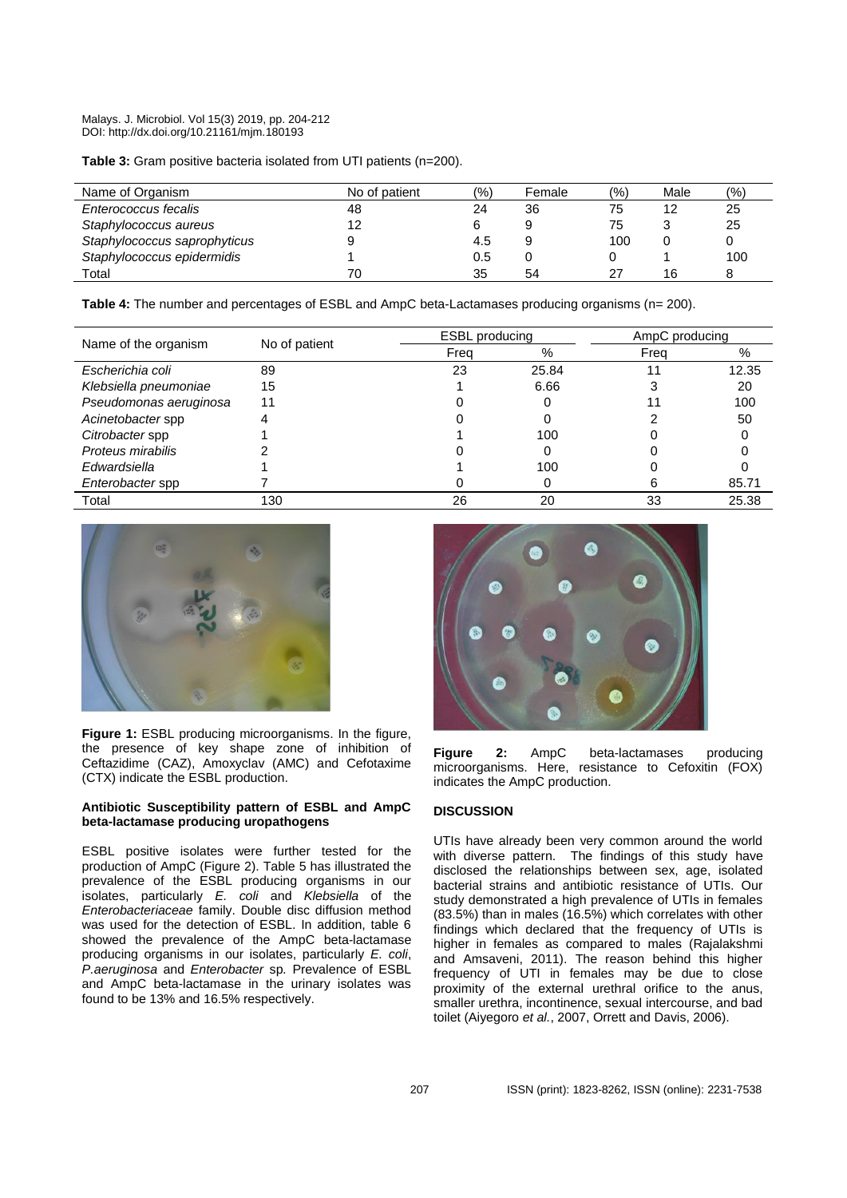**Table 3:** Gram positive bacteria isolated from UTI patients (n=200).

| Name of Organism | No of patient | (%) | Female | (%) | Male | (%) |
|---|---|---|---|---|---|---|
| *Enterococcus fecalis* | 48 | 24 | 36 | 75 | 12 | 25 |
| *Staphylococcus aureus* | 12 | 6 | 9 | 75 | 3 | 25 |
| *Staphylococcus saprophyticus* | 9 | 4.5 | 9 | 100 | 0 | 0 |
| *Staphylococcus epidermidis* | 1 | 0.5 | 0 | 0 | 1 | 100 |
| Total | 70 | 35 | 54 | 27 | 16 | 8 |

**Table 4:** The number and percentages of ESBL and AmpC beta-Lactamases producing organisms (n= 200).

| Name of the organism | No of patient | ESBL producing | | AmpC producing | |
|---|---|---|---|---|---|
| | | Freq | % | Freq | % |
| *Escherichia coli* | 89 | 23 | 25.84 | 11 | 12.35 |
| *Klebsiella pneumoniae* | 15 | 1 | 6.66 | 3 | 20 |
| *Pseudomonas aeruginosa* | 11 | 0 | 0 | 11 | 100 |
| *Acinetobacter* spp | 4 | 0 | 0 | 2 | 50 |
| *Citrobacter* spp | 1 | 1 | 100 | 0 | 0 |
| *Proteus mirabilis* | 2 | 0 | 0 | 0 | 0 |
| *Edwardsiella* | 1 | 1 | 100 | 0 | 0 |
| *Enterobacter* spp | 7 | 0 | 0 | 6 | 85.71 |
| Total | 130 | 26 | 20 | 33 | 25.38 |

**Figure 1:** ESBL producing microorganisms. In the figure, the presence of key shape zone of inhibition of Ceftazidime (CAZ), Amoxyclav (AMC) and Cefotaxime (CTX) indicate the ESBL production.

**Figure 2:** AmpC beta-lactamases producing microorganisms. Here, resistance to Cefoxitin (FOX) indicates the AmpC production.

**Antibiotic Susceptibility pattern of ESBL and AmpC beta-lactamase producing uropathogens**

ESBL positive isolates were further tested for the production of AmpC (Figure 2). Table 5 has illustrated the prevalence of the ESBL producing organisms in our isolates, particularly *E. coli* and *Klebsiella* of the *Enterobacteriaceae* family. Double disc diffusion method was used for the detection of ESBL. In addition, table 6 showed the prevalence of the AmpC beta-lactamase producing organisms in our isolates, particularly *E. coli*, *P.aeruginosa* and *Enterobacter* sp. Prevalence of ESBL and AmpC beta-lactamase in the urinary isolates was found to be 13% and 16.5% respectively.

## DISCUSSION

UTIs have already been very common around the world with diverse pattern. The findings of this study have disclosed the relationships between sex, age, isolated bacterial strains and antibiotic resistance of UTIs. Our study demonstrated a high prevalence of UTIs in females (83.5%) than in males (16.5%) which correlates with other findings which declared that the frequency of UTIs is higher in females as compared to males (Rajalakshmi and Amsaveni, 2011). The reason behind this higher frequency of UTI in females may be due to close proximity of the external urethral orifice to the anus, smaller urethra, incontinence, sexual intercourse, and bad toilet (Aiyegoro *et al.*, 2007, Orrett and Davis, 2006).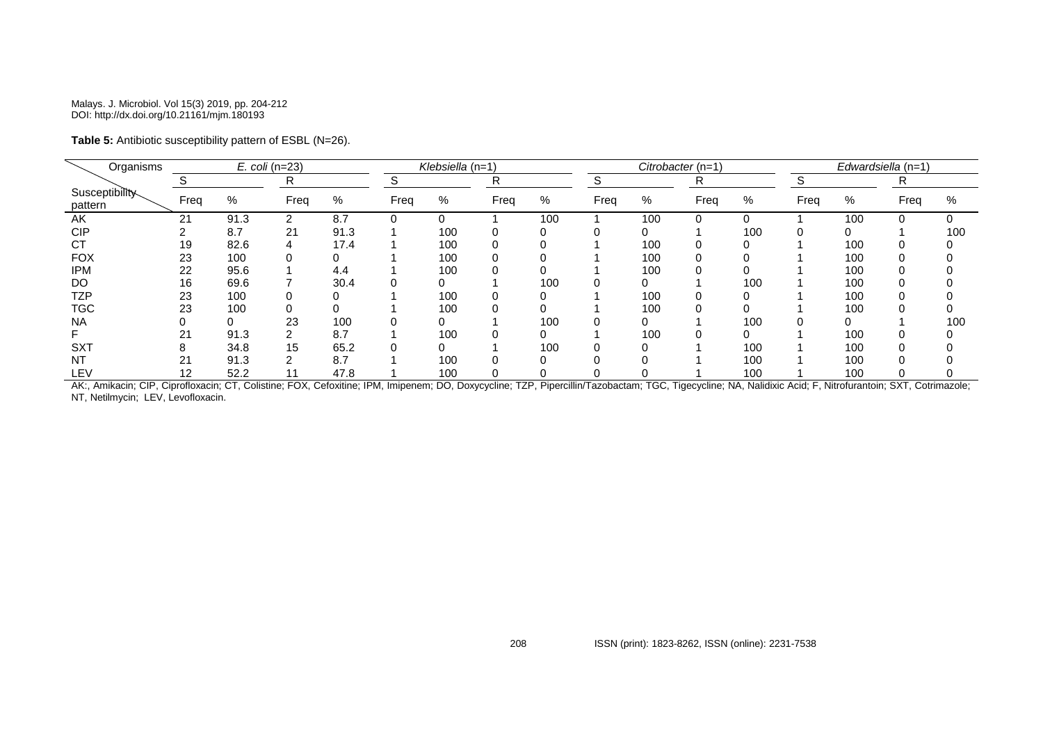**Table 5:** Antibiotic susceptibility pattern of ESBL (N=26).

| Organisms | *E. coli* (n=23) | | | | *Klebsiella* (n=1) | | | | *Citrobacter* (n=1) | | | | *Edwardsiella* (n=1) | | | |
|---|---|---|---|---|---|---|---|---|---|---|---|---|---|---|---|---|
| | S | | R | | S | | R | | S | | R | | S | | R | |
| Susceptibility pattern | Freq | % | Freq | % | Freq | % | Freq | % | Freq | % | Freq | % | Freq | % | Freq | % |
| AK | 21 | 91.3 | 2 | 8.7 | 0 | 0 | 1 | 100 | 1 | 100 | 0 | 0 | 1 | 100 | 0 | 0 |
| CIP | 2 | 8.7 | 21 | 91.3 | 1 | 100 | 0 | 0 | 0 | 0 | 1 | 100 | 0 | 0 | 1 | 100 |
| CT | 19 | 82.6 | 4 | 17.4 | 1 | 100 | 0 | 0 | 1 | 100 | 0 | 0 | 1 | 100 | 0 | 0 |
| FOX | 23 | 100 | 0 | 0 | 1 | 100 | 0 | 0 | 1 | 100 | 0 | 0 | 1 | 100 | 0 | 0 |
| IPM | 22 | 95.6 | 1 | 4.4 | 1 | 100 | 0 | 0 | 1 | 100 | 0 | 0 | 1 | 100 | 0 | 0 |
| DO | 16 | 69.6 | 7 | 30.4 | 0 | 0 | 1 | 100 | 0 | 0 | 1 | 100 | 1 | 100 | 0 | 0 |
| TZP | 23 | 100 | 0 | 0 | 1 | 100 | 0 | 0 | 1 | 100 | 0 | 0 | 1 | 100 | 0 | 0 |
| TGC | 23 | 100 | 0 | 0 | 1 | 100 | 0 | 0 | 1 | 100 | 0 | 0 | 1 | 100 | 0 | 0 |
| NA | 0 | 0 | 23 | 100 | 0 | 0 | 1 | 100 | 0 | 0 | 1 | 100 | 0 | 0 | 1 | 100 |
| F | 21 | 91.3 | 2 | 8.7 | 1 | 100 | 0 | 0 | 1 | 100 | 0 | 0 | 1 | 100 | 0 | 0 |
| SXT | 8 | 34.8 | 15 | 65.2 | 0 | 0 | 1 | 100 | 0 | 0 | 1 | 100 | 1 | 100 | 0 | 0 |
| NT | 21 | 91.3 | 2 | 8.7 | 1 | 100 | 0 | 0 | 0 | 0 | 1 | 100 | 1 | 100 | 0 | 0 |
| LEV | 12 | 52.2 | 11 | 47.8 | 1 | 100 | 0 | 0 | 0 | 0 | 1 | 100 | 1 | 100 | 0 | 0 |

AK:, Amikacin; CIP, Ciprofloxacin; CT, Colistine; FOX, Cefoxitine; IPM, Imipenem; DO, Doxycycline; TZP, Pipercillin/Tazobactam; TGC, Tigecycline; NA, Nalidixic Acid; F, Nitrofurantoin; SXT, Cotrimazole; NT, Netilmycin; LEV, Levofloxacin.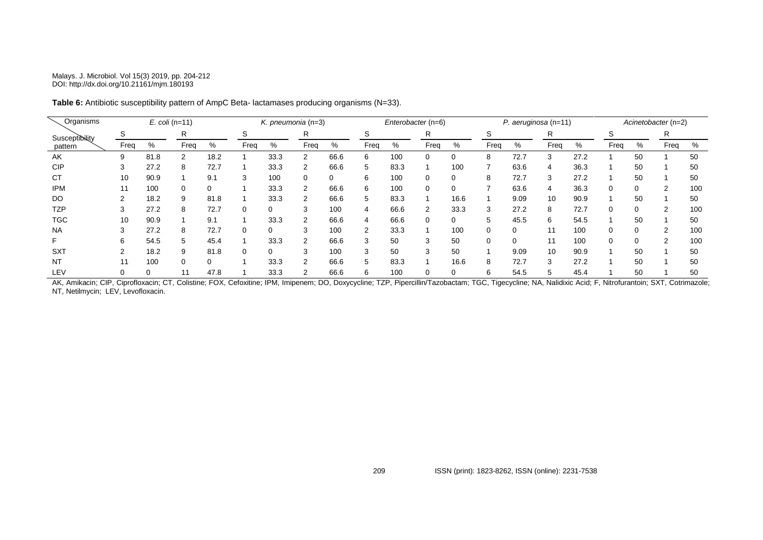**Table 6:** Antibiotic susceptibility pattern of AmpC Beta- lactamases producing organisms (N=33).

| Organisms / Susceptibility pattern | *E. coli* (n=11) | | | | *K. pneumonia* (n=3) | | | | *Enterobacter* (n=6) | | | | *P. aeruginosa* (n=11) | | | | *Acinetobacter* (n=2) | | | |
|---|---|---|---|---|---|---|---|---|---|---|---|---|---|---|---|---|---|---|---|---|
| | S | | R | | S | | R | | S | | R | | S | | R | | S | | R | |
| | Freq | % | Freq | % | Freq | % | Freq | % | Freq | % | Freq | % | Freq | % | Freq | % | Freq | % | Freq | % |
| AK | 9 | 81.8 | 2 | 18.2 | 1 | 33.3 | 2 | 66.6 | 6 | 100 | 0 | 0 | 8 | 72.7 | 3 | 27.2 | 1 | 50 | 1 | 50 |
| CIP | 3 | 27.2 | 8 | 72.7 | 1 | 33.3 | 2 | 66.6 | 5 | 83.3 | 1 | 100 | 7 | 63.6 | 4 | 36.3 | 1 | 50 | 1 | 50 |
| CT | 10 | 90.9 | 1 | 9.1 | 3 | 100 | 0 | 0 | 6 | 100 | 0 | 0 | 8 | 72.7 | 3 | 27.2 | 1 | 50 | 1 | 50 |
| IPM | 11 | 100 | 0 | 0 | 1 | 33.3 | 2 | 66.6 | 6 | 100 | 0 | 0 | 7 | 63.6 | 4 | 36.3 | 0 | 0 | 2 | 100 |
| DO | 2 | 18.2 | 9 | 81.8 | 1 | 33.3 | 2 | 66.6 | 5 | 83.3 | 1 | 16.6 | 1 | 9.09 | 10 | 90.9 | 1 | 50 | 1 | 50 |
| TZP | 3 | 27.2 | 8 | 72.7 | 0 | 0 | 3 | 100 | 4 | 66.6 | 2 | 33.3 | 3 | 27.2 | 8 | 72.7 | 0 | 0 | 2 | 100 |
| TGC | 10 | 90.9 | 1 | 9.1 | 1 | 33.3 | 2 | 66.6 | 4 | 66.6 | 0 | 0 | 5 | 45.5 | 6 | 54.5 | 1 | 50 | 1 | 50 |
| NA | 3 | 27.2 | 8 | 72.7 | 0 | 0 | 3 | 100 | 2 | 33.3 | 1 | 100 | 0 | 0 | 11 | 100 | 0 | 0 | 2 | 100 |
| F | 6 | 54.5 | 5 | 45.4 | 1 | 33.3 | 2 | 66.6 | 3 | 50 | 3 | 50 | 0 | 0 | 11 | 100 | 0 | 0 | 2 | 100 |
| SXT | 2 | 18.2 | 9 | 81.8 | 0 | 0 | 3 | 100 | 3 | 50 | 3 | 50 | 1 | 9.09 | 10 | 90.9 | 1 | 50 | 1 | 50 |
| NT | 11 | 100 | 0 | 0 | 1 | 33.3 | 2 | 66.6 | 5 | 83.3 | 1 | 16.6 | 8 | 72.7 | 3 | 27.2 | 1 | 50 | 1 | 50 |
| LEV | 0 | 0 | 11 | 47.8 | 1 | 33.3 | 2 | 66.6 | 6 | 100 | 0 | 0 | 6 | 54.5 | 5 | 45.4 | 1 | 50 | 1 | 50 |

AK, Amikacin; CIP, Ciprofloxacin; CT, Colistine; FOX, Cefoxitine; IPM, Imipenem; DO, Doxycycline; TZP, Pipercillin/Tazobactam; TGC, Tigecycline; NA, Nalidixic Acid; F, Nitrofurantoin; SXT, Cotrimazole; NT, Netilmycin; LEV, Levofloxacin.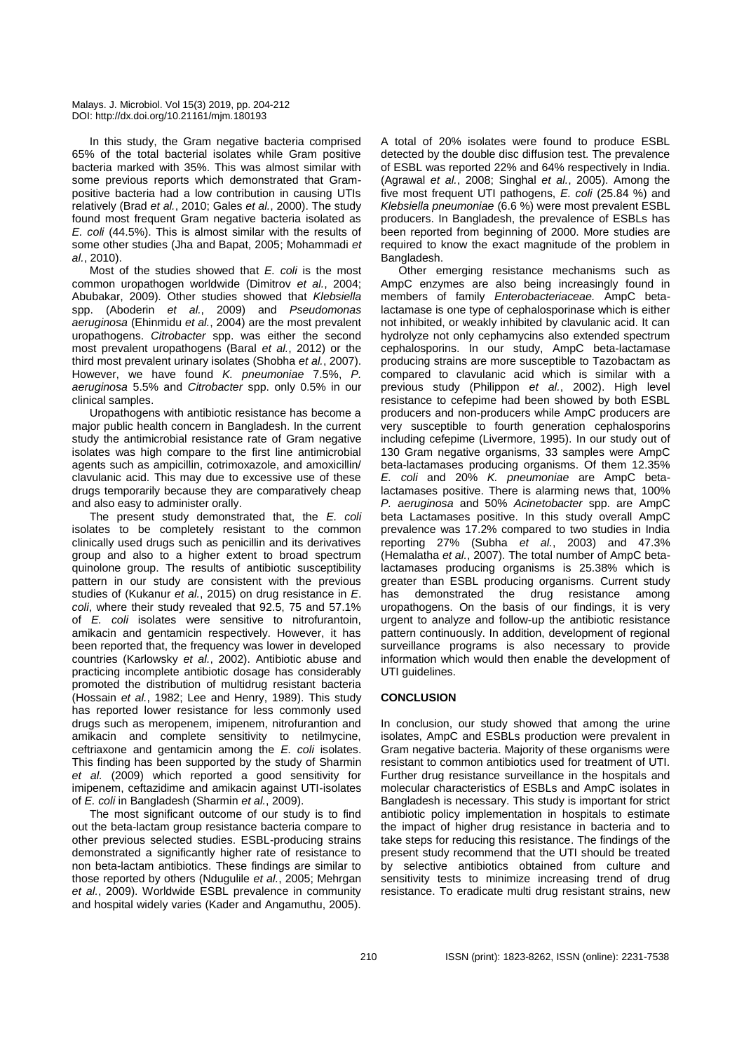In this study, the Gram negative bacteria comprised 65% of the total bacterial isolates while Gram positive bacteria marked with 35%. This was almost similar with some previous reports which demonstrated that Gram-positive bacteria had a low contribution in causing UTIs relatively (Brad *et al.*, 2010; Gales *et al.*, 2000). The study found most frequent Gram negative bacteria isolated as *E. coli* (44.5%). This is almost similar with the results of some other studies (Jha and Bapat, 2005; Mohammadi *et al.*, 2010).

Most of the studies showed that *E. coli* is the most common uropathogen worldwide (Dimitrov *et al.*, 2004; Abubakar, 2009). Other studies showed that *Klebsiella* spp. (Aboderin *et al.*, 2009) and *Pseudomonas aeruginosa* (Ehinmidu *et al.*, 2004) are the most prevalent uropathogens. *Citrobacter* spp. was either the second most prevalent uropathogens (Baral *et al.*, 2012) or the third most prevalent urinary isolates (Shobha *et al.*, 2007). However, we have found *K. pneumoniae* 7.5%, *P. aeruginosa* 5.5% and *Citrobacter* spp. only 0.5% in our clinical samples.

Uropathogens with antibiotic resistance has become a major public health concern in Bangladesh. In the current study the antimicrobial resistance rate of Gram negative isolates was high compare to the first line antimicrobial agents such as ampicillin, cotrimoxazole, and amoxicillin/ clavulanic acid. This may due to excessive use of these drugs temporarily because they are comparatively cheap and also easy to administer orally.

The present study demonstrated that, the *E. coli* isolates to be completely resistant to the common clinically used drugs such as penicillin and its derivatives group and also to a higher extent to broad spectrum quinolone group. The results of antibiotic susceptibility pattern in our study are consistent with the previous studies of (Kukanur *et al.*, 2015) on drug resistance in *E. coli*, where their study revealed that 92.5, 75 and 57.1% of *E. coli* isolates were sensitive to nitrofurantoin, amikacin and gentamicin respectively. However, it has been reported that, the frequency was lower in developed countries (Karlowsky *et al.*, 2002). Antibiotic abuse and practicing incomplete antibiotic dosage has considerably promoted the distribution of multidrug resistant bacteria (Hossain *et al.*, 1982; Lee and Henry, 1989). This study has reported lower resistance for less commonly used drugs such as meropenem, imipenem, nitrofurantion and amikacin and complete sensitivity to netilmycine, ceftriaxone and gentamicin among the *E. coli* isolates. This finding has been supported by the study of Sharmin *et al.* (2009) which reported a good sensitivity for imipenem, ceftazidime and amikacin against UTI-isolates of *E. coli* in Bangladesh (Sharmin *et al.*, 2009).

The most significant outcome of our study is to find out the beta-lactam group resistance bacteria compare to other previous selected studies. ESBL-producing strains demonstrated a significantly higher rate of resistance to non beta-lactam antibiotics. These findings are similar to those reported by others (Ndugulile *et al.*, 2005; Mehrgan *et al.*, 2009). Worldwide ESBL prevalence in community and hospital widely varies (Kader and Angamuthu, 2005). A total of 20% isolates were found to produce ESBL detected by the double disc diffusion test. The prevalence of ESBL was reported 22% and 64% respectively in India. (Agrawal *et al.*, 2008; Singhal *et al.*, 2005). Among the five most frequent UTI pathogens, *E. coli* (25.84 %) and *Klebsiella pneumoniae* (6.6 %) were most prevalent ESBL producers. In Bangladesh, the prevalence of ESBLs has been reported from beginning of 2000. More studies are required to know the exact magnitude of the problem in Bangladesh.

Other emerging resistance mechanisms such as AmpC enzymes are also being increasingly found in members of family *Enterobacteriaceae.* AmpC beta-lactamase is one type of cephalosporinase which is either not inhibited, or weakly inhibited by clavulanic acid. It can hydrolyze not only cephamycins also extended spectrum cephalosporins. In our study, AmpC beta-lactamase producing strains are more susceptible to Tazobactam as compared to clavulanic acid which is similar with a previous study (Philippon *et al.*, 2002). High level resistance to cefepime had been showed by both ESBL producers and non-producers while AmpC producers are very susceptible to fourth generation cephalosporins including cefepime (Livermore, 1995). In our study out of 130 Gram negative organisms, 33 samples were AmpC beta-lactamases producing organisms. Of them 12.35% *E. coli* and 20% *K. pneumoniae* are AmpC beta-lactamases positive. There is alarming news that, 100% *P. aeruginosa* and 50% *Acinetobacter* spp. are AmpC beta Lactamases positive. In this study overall AmpC prevalence was 17.2% compared to two studies in India reporting 27% (Subha *et al.*, 2003) and 47.3% (Hemalatha *et al.*, 2007). The total number of AmpC beta-lactamases producing organisms is 25.38% which is greater than ESBL producing organisms. Current study has demonstrated the drug resistance among uropathogens. On the basis of our findings, it is very urgent to analyze and follow-up the antibiotic resistance pattern continuously. In addition, development of regional surveillance programs is also necessary to provide information which would then enable the development of UTI guidelines.

## CONCLUSION

In conclusion, our study showed that among the urine isolates, AmpC and ESBLs production were prevalent in Gram negative bacteria. Majority of these organisms were resistant to common antibiotics used for treatment of UTI. Further drug resistance surveillance in the hospitals and molecular characteristics of ESBLs and AmpC isolates in Bangladesh is necessary. This study is important for strict antibiotic policy implementation in hospitals to estimate the impact of higher drug resistance in bacteria and to take steps for reducing this resistance. The findings of the present study recommend that the UTI should be treated by selective antibiotics obtained from culture and sensitivity tests to minimize increasing trend of drug resistance. To eradicate multi drug resistant strains, new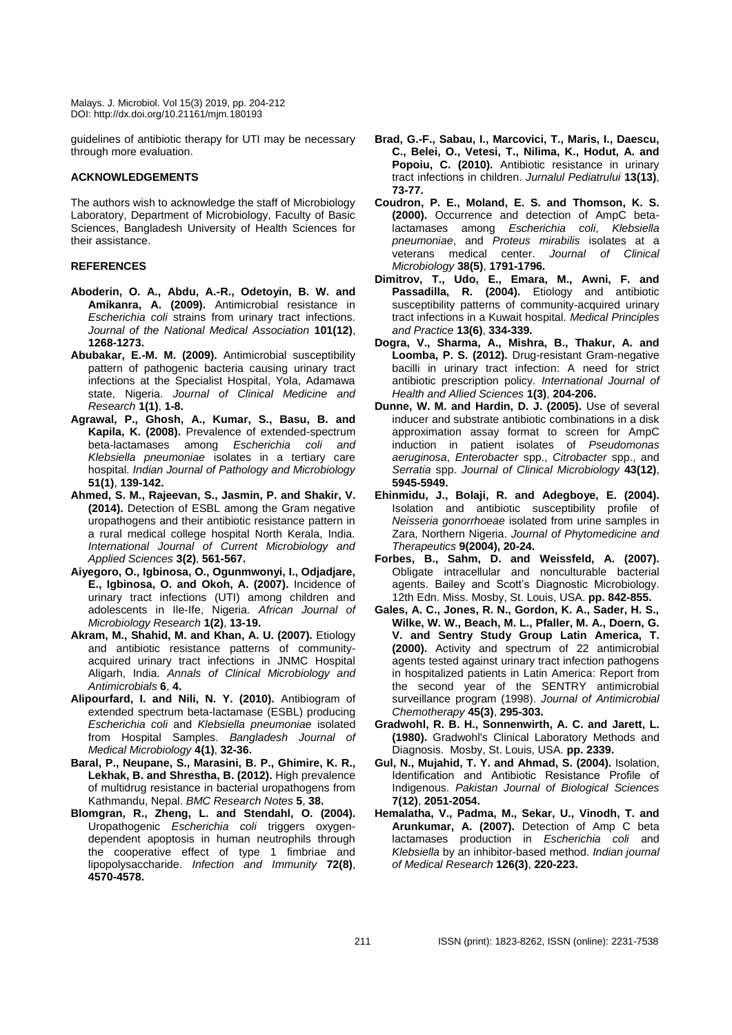guidelines of antibiotic therapy for UTI may be necessary through more evaluation.

## ACKNOWLEDGEMENTS

The authors wish to acknowledge the staff of Microbiology Laboratory, Department of Microbiology, Faculty of Basic Sciences, Bangladesh University of Health Sciences for their assistance.

## REFERENCES

**Aboderin, O. A., Abdu, A.-R., Odetoyin, B. W. and Amikanra, A. (2009).** Antimicrobial resistance in *Escherichia coli* strains from urinary tract infections. *Journal of the National Medical Association* **101(12)**, **1268-1273.**

**Abubakar, E.-M. M. (2009).** Antimicrobial susceptibility pattern of pathogenic bacteria causing urinary tract infections at the Specialist Hospital, Yola, Adamawa state, Nigeria. *Journal of Clinical Medicine and Research* **1(1)**, **1-8.**

**Agrawal, P., Ghosh, A., Kumar, S., Basu, B. and Kapila, K. (2008).** Prevalence of extended-spectrum beta-lactamases among *Escherichia coli and Klebsiella pneumoniae* isolates in a tertiary care hospital. *Indian Journal of Pathology and Microbiology* **51(1)**, **139-142.**

**Ahmed, S. M., Rajeevan, S., Jasmin, P. and Shakir, V. (2014).** Detection of ESBL among the Gram negative uropathogens and their antibiotic resistance pattern in a rural medical college hospital North Kerala, India. *International Journal of Current Microbiology and Applied Sciences* **3(2)**, **561-567.**

**Aiyegoro, O., Igbinosa, O., Ogunmwonyi, I., Odjadjare, E., Igbinosa, O. and Okoh, A. (2007).** Incidence of urinary tract infections (UTI) among children and adolescents in Ile-Ife, Nigeria. *African Journal of Microbiology Research* **1(2)**, **13-19.**

**Akram, M., Shahid, M. and Khan, A. U. (2007).** Etiology and antibiotic resistance patterns of community-acquired urinary tract infections in JNMC Hospital Aligarh, India. *Annals of Clinical Microbiology and Antimicrobials* **6**, **4.**

**Alipourfard, I. and Nili, N. Y. (2010).** Antibiogram of extended spectrum beta-lactamase (ESBL) producing *Escherichia coli* and *Klebsiella pneumoniae* isolated from Hospital Samples. *Bangladesh Journal of Medical Microbiology* **4(1)**, **32-36.**

**Baral, P., Neupane, S., Marasini, B. P., Ghimire, K. R., Lekhak, B. and Shrestha, B. (2012).** High prevalence of multidrug resistance in bacterial uropathogens from Kathmandu, Nepal. *BMC Research Notes* **5**, **38.**

**Blomgran, R., Zheng, L. and Stendahl, O. (2004).** Uropathogenic *Escherichia coli* triggers oxygen-dependent apoptosis in human neutrophils through the cooperative effect of type 1 fimbriae and lipopolysaccharide. *Infection and Immunity* **72(8)**, **4570-4578.**

**Brad, G.-F., Sabau, I., Marcovici, T., Maris, I., Daescu, C., Belei, O., Vetesi, T., Nilima, K., Hodut, A. and Popoiu, C. (2010).** Antibiotic resistance in urinary tract infections in children. *Jurnalul Pediatrului* **13(13)**, **73-77.**

**Coudron, P. E., Moland, E. S. and Thomson, K. S. (2000).** Occurrence and detection of AmpC beta-lactamases among *Escherichia coli*, *Klebsiella pneumoniae*, and *Proteus mirabilis* isolates at a veterans medical center. *Journal of Clinical Microbiology* **38(5)**, **1791-1796.**

**Dimitrov, T., Udo, E., Emara, M., Awni, F. and Passadilla, R. (2004).** Etiology and antibiotic susceptibility patterns of community-acquired urinary tract infections in a Kuwait hospital. *Medical Principles and Practice* **13(6)**, **334-339.**

**Dogra, V., Sharma, A., Mishra, B., Thakur, A. and Loomba, P. S. (2012).** Drug-resistant Gram-negative bacilli in urinary tract infection: A need for strict antibiotic prescription policy. *International Journal of Health and Allied Sciences* **1(3)**, **204-206.**

**Dunne, W. M. and Hardin, D. J. (2005).** Use of several inducer and substrate antibiotic combinations in a disk approximation assay format to screen for AmpC induction in patient isolates of *Pseudomonas aeruginosa*, *Enterobacter* spp., *Citrobacter* spp., and *Serratia* spp. *Journal of Clinical Microbiology* **43(12)**, **5945-5949.**

**Ehinmidu, J., Bolaji, R. and Adegboye, E. (2004).** Isolation and antibiotic susceptibility profile of *Neisseria gonorrhoeae* isolated from urine samples in Zara, Northern Nigeria. *Journal of Phytomedicine and Therapeutics* **9(2004), 20-24.**

**Forbes, B., Sahm, D. and Weissfeld, A. (2007).** Obligate intracellular and nonculturable bacterial agents. Bailey and Scott's Diagnostic Microbiology. 12th Edn. Miss. Mosby, St. Louis, USA. **pp. 842-855.**

**Gales, A. C., Jones, R. N., Gordon, K. A., Sader, H. S., Wilke, W. W., Beach, M. L., Pfaller, M. A., Doern, G. V. and Sentry Study Group Latin America, T. (2000).** Activity and spectrum of 22 antimicrobial agents tested against urinary tract infection pathogens in hospitalized patients in Latin America: Report from the second year of the SENTRY antimicrobial surveillance program (1998). *Journal of Antimicrobial Chemotherapy* **45(3)**, **295-303.**

**Gradwohl, R. B. H., Sonnenwirth, A. C. and Jarett, L. (1980).** Gradwohl's Clinical Laboratory Methods and Diagnosis. Mosby, St. Louis, USA. **pp. 2339.**

**Gul, N., Mujahid, T. Y. and Ahmad, S. (2004).** Isolation, Identification and Antibiotic Resistance Profile of Indigenous. *Pakistan Journal of Biological Sciences* **7(12)**, **2051-2054.**

**Hemalatha, V., Padma, M., Sekar, U., Vinodh, T. and Arunkumar, A. (2007).** Detection of Amp C beta lactamases production in *Escherichia coli* and *Klebsiella* by an inhibitor-based method. *Indian journal of Medical Research* **126(3)**, **220-223.**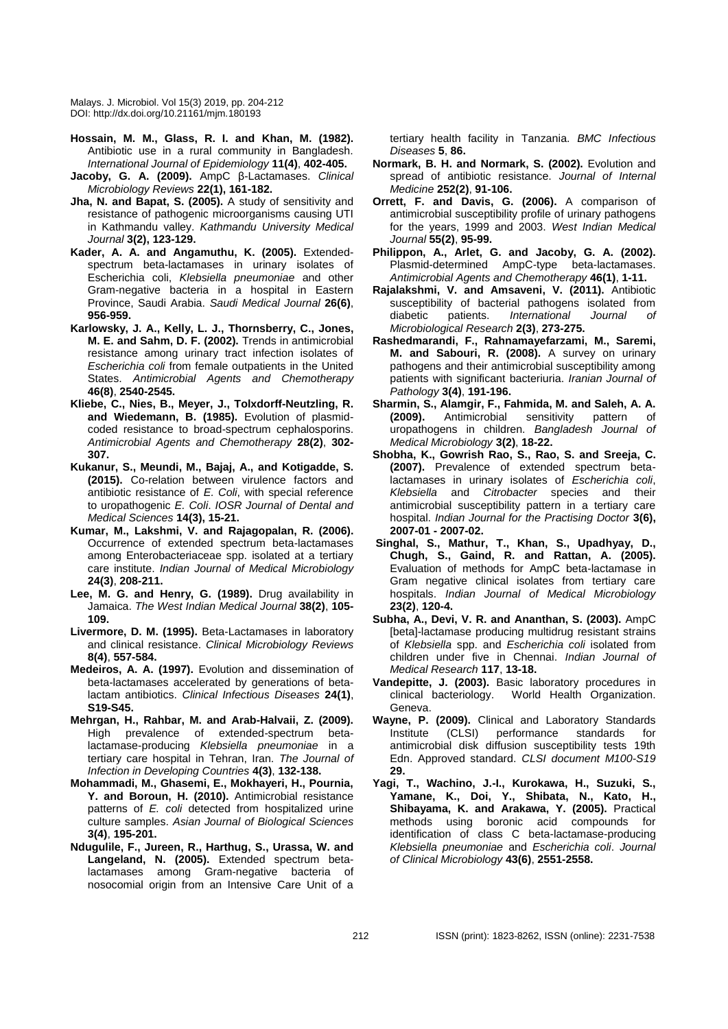**Hossain, M. M., Glass, R. I. and Khan, M. (1982).** Antibiotic use in a rural community in Bangladesh. *International Journal of Epidemiology* **11(4)**, **402-405.**

**Jacoby, G. A. (2009).** AmpC β-Lactamases. *Clinical Microbiology Reviews* **22(1), 161-182.**

**Jha, N. and Bapat, S. (2005).** A study of sensitivity and resistance of pathogenic microorganisms causing UTI in Kathmandu valley. *Kathmandu University Medical Journal* **3(2), 123-129.**

**Kader, A. A. and Angamuthu, K. (2005).** Extended-spectrum beta-lactamases in urinary isolates of Escherichia coli, *Klebsiella pneumoniae* and other Gram-negative bacteria in a hospital in Eastern Province, Saudi Arabia. *Saudi Medical Journal* **26(6)**, **956-959.**

**Karlowsky, J. A., Kelly, L. J., Thornsberry, C., Jones, M. E. and Sahm, D. F. (2002).** Trends in antimicrobial resistance among urinary tract infection isolates of *Escherichia coli* from female outpatients in the United States. *Antimicrobial Agents and Chemotherapy* **46(8)**, **2540-2545.**

**Kliebe, C., Nies, B., Meyer, J., Tolxdorff-Neutzling, R. and Wiedemann, B. (1985).** Evolution of plasmid-coded resistance to broad-spectrum cephalosporins. *Antimicrobial Agents and Chemotherapy* **28(2)**, **302-307.**

**Kukanur, S., Meundi, M., Bajaj, A., and Kotigadde, S. (2015).** Co-relation between virulence factors and antibiotic resistance of *E. Coli*, with special reference to uropathogenic *E. Coli*. *IOSR Journal of Dental and Medical Sciences* **14(3), 15-21.**

**Kumar, M., Lakshmi, V. and Rajagopalan, R. (2006).** Occurrence of extended spectrum beta-lactamases among Enterobacteriaceae spp. isolated at a tertiary care institute. *Indian Journal of Medical Microbiology* **24(3)**, **208-211.**

**Lee, M. G. and Henry, G. (1989).** Drug availability in Jamaica. *The West Indian Medical Journal* **38(2)**, **105-109.**

**Livermore, D. M. (1995).** Beta-Lactamases in laboratory and clinical resistance. *Clinical Microbiology Reviews* **8(4)**, **557-584.**

**Medeiros, A. A. (1997).** Evolution and dissemination of beta-lactamases accelerated by generations of beta-lactam antibiotics. *Clinical Infectious Diseases* **24(1)**, **S19-S45.**

**Mehrgan, H., Rahbar, M. and Arab-Halvaii, Z. (2009).** High prevalence of extended-spectrum beta-lactamase-producing *Klebsiella pneumoniae* in a tertiary care hospital in Tehran, Iran. *The Journal of Infection in Developing Countries* **4(3)**, **132-138.**

**Mohammadi, M., Ghasemi, E., Mokhayeri, H., Pournia, Y. and Boroun, H. (2010).** Antimicrobial resistance patterns of *E. coli* detected from hospitalized urine culture samples. *Asian Journal of Biological Sciences* **3(4)**, **195-201.**

**Ndugulile, F., Jureen, R., Harthug, S., Urassa, W. and Langeland, N. (2005).** Extended spectrum beta-lactamases among Gram-negative bacteria of nosocomial origin from an Intensive Care Unit of a tertiary health facility in Tanzania. *BMC Infectious Diseases* **5**, **86.**

**Normark, B. H. and Normark, S. (2002).** Evolution and spread of antibiotic resistance. *Journal of Internal Medicine* **252(2)**, **91-106.**

**Orrett, F. and Davis, G. (2006).** A comparison of antimicrobial susceptibility profile of urinary pathogens for the years, 1999 and 2003. *West Indian Medical Journal* **55(2)**, **95-99.**

**Philippon, A., Arlet, G. and Jacoby, G. A. (2002).** Plasmid-determined AmpC-type beta-lactamases. *Antimicrobial Agents and Chemotherapy* **46(1)**, **1-11.**

**Rajalakshmi, V. and Amsaveni, V. (2011).** Antibiotic susceptibility of bacterial pathogens isolated from diabetic patients. *International Journal of Microbiological Research* **2(3)**, **273-275.**

**Rashedmarandi, F., Rahnamayefarzami, M., Saremi, M. and Sabouri, R. (2008).** A survey on urinary pathogens and their antimicrobial susceptibility among patients with significant bacteriuria. *Iranian Journal of Pathology* **3(4)**, **191-196.**

**Sharmin, S., Alamgir, F., Fahmida, M. and Saleh, A. A. (2009).** Antimicrobial sensitivity pattern of uropathogens in children. *Bangladesh Journal of Medical Microbiology* **3(2)**, **18-22.**

**Shobha, K., Gowrish Rao, S., Rao, S. and Sreeja, C. (2007).** Prevalence of extended spectrum beta-lactamases in urinary isolates of *Escherichia coli*, *Klebsiella* and *Citrobacter* species and their antimicrobial susceptibility pattern in a tertiary care hospital. *Indian Journal for the Practising Doctor* **3(6), 2007-01 - 2007-02.**

**Singhal, S., Mathur, T., Khan, S., Upadhyay, D., Chugh, S., Gaind, R. and Rattan, A. (2005).** Evaluation of methods for AmpC beta-lactamase in Gram negative clinical isolates from tertiary care hospitals. *Indian Journal of Medical Microbiology* **23(2)**, **120-4.**

**Subha, A., Devi, V. R. and Ananthan, S. (2003).** AmpC [beta]-lactamase producing multidrug resistant strains of *Klebsiella* spp. and *Escherichia coli* isolated from children under five in Chennai. *Indian Journal of Medical Research* **117**, **13-18.**

**Vandepitte, J. (2003).** Basic laboratory procedures in clinical bacteriology. World Health Organization. Geneva.

**Wayne, P. (2009).** Clinical and Laboratory Standards Institute (CLSI) performance standards for antimicrobial disk diffusion susceptibility tests 19th Edn. Approved standard. *CLSI document M100-S19* **29.**

**Yagi, T., Wachino, J.-I., Kurokawa, H., Suzuki, S., Yamane, K., Doi, Y., Shibata, N., Kato, H., Shibayama, K. and Arakawa, Y. (2005).** Practical methods using boronic acid compounds for identification of class C beta-lactamase-producing *Klebsiella pneumoniae* and *Escherichia coli*. *Journal of Clinical Microbiology* **43(6)**, **2551-2558.**